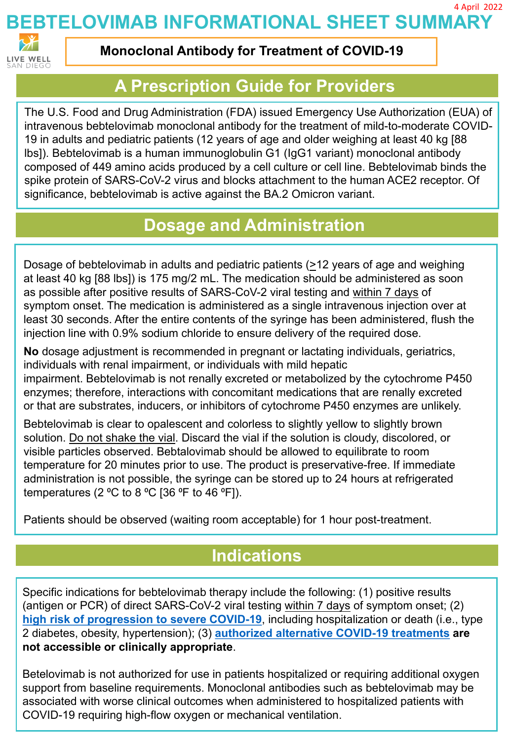4 April 2022

# BEBTELOVIMAB INFORMATIONAL SHEET SUMMARY

LIVE WELL SAN DIEGO

**Monoclonal Antibody for Treatment of COVID-19**

## A Prescription Guide for Providers

The U.S. Food and Drug Administration (FDA) issued Emergency Use Authorization (EUA) of intravenous bebtelovimab monoclonal antibody for the treatment of mild-to-moderate COVID-19 in adults and pediatric patients (12 years of age and older weighing at least 40 kg [88 lbs]). Bebtelovimab is a human immunoglobulin G1 (IgG1 variant) monoclonal antibody composed of 449 amino acids produced by a cell culture or cell line. Bebtelovimab binds the spike protein of SARS-CoV-2 virus and blocks attachment to the human ACE2 receptor. Of significance, bebtelovimab is active against the BA.2 Omicron variant.

## Dosage and Administration

Dosage of bebtelovimab in adults and pediatric patients (≥12 years of age and weighing at least 40 kg [88 lbs]) is 175 mg/2 mL. The medication should be administered as soon as possible after positive results of SARS-CoV-2 viral testing and within 7 days of symptom onset. The medication is administered as a single intravenous injection over at least 30 seconds. After the entire contents of the syringe has been administered, flush the injection line with 0.9% sodium chloride to ensure delivery of the required dose.

**No** dosage adjustment is recommended in pregnant or lactating individuals, geriatrics, individuals with renal impairment, or individuals with mild hepatic impairment. Bebtelovimab is not renally excreted or metabolized by the cytochrome P450 enzymes; therefore, interactions with concomitant medications that are renally excreted or that are substrates, inducers, or inhibitors of cytochrome P450 enzymes are unlikely.

Bebtelovimab is clear to opalescent and colorless to slightly yellow to slightly brown solution. Do not shake the vial. Discard the vial if the solution is cloudy, discolored, or visible particles observed. Bebtalovimab should be allowed to equilibrate to room temperature for 20 minutes prior to use. The product is preservative-free. If immediate administration is not possible, the syringe can be stored up to 24 hours at refrigerated temperatures (2 ºC to 8 ºC [36 ºF to 46 ºF]).

Patients should be observed (waiting room acceptable) for 1 hour post-treatment.

## Indications

Specific indications for bebtelovimab therapy include the following: (1) positive results (antigen or PCR) of direct SARS-CoV-2 viral testing within 7 days of symptom onset; (2) **high risk of progression to severe COVID-19**, including hospitalization or death (i.e., type 2 diabetes, obesity, hypertension); (3) **authorized alternative COVID-19 treatments are not accessible or clinically appropriate**.

Betelovimab is not authorized for use in patients hospitalized or requiring additional oxygen support from baseline requirements. Monoclonal antibodies such as bebtelovimab may be associated with worse clinical outcomes when administered to hospitalized patients with COVID-19 requiring high-flow oxygen or mechanical ventilation.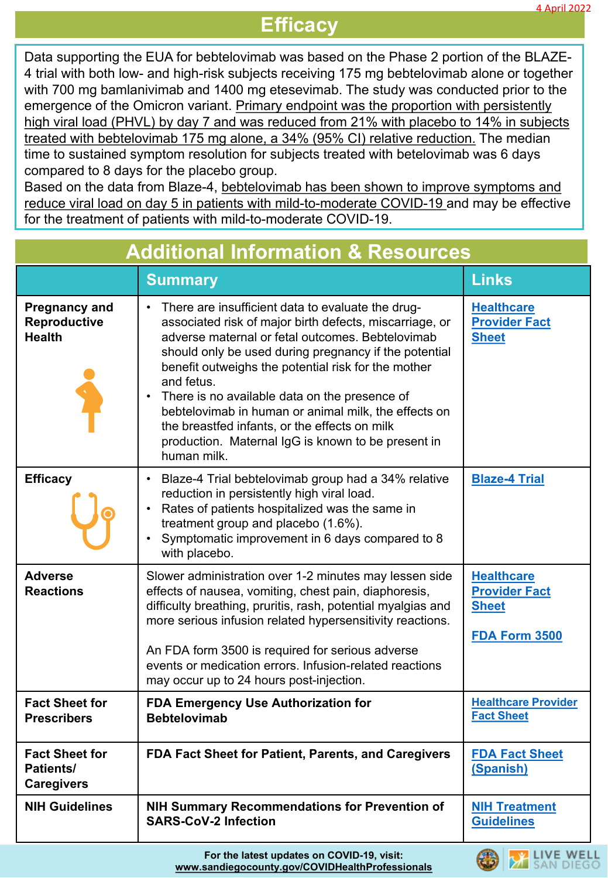4 April 2022

## Efficacy

Data supporting the EUA for bebtelovimab was based on the Phase 2 portion of the BLAZE-4 trial with both low- and high-risk subjects receiving 175 mg bebtelovimab alone or together with 700 mg bamlanivimab and 1400 mg etesevimab. The study was conducted prior to the emergence of the Omicron variant. Primary endpoint was the proportion with persistently high viral load (PHVL) by day 7 and was reduced from 21% with placebo to 14% in subjects treated with bebtelovimab 175 mg alone, a 34% (95% CI) relative reduction. The median time to sustained symptom resolution for subjects treated with betelovimab was 6 days compared to 8 days for the placebo group.
Based on the data from Blaze-4, bebtelovimab has been shown to improve symptoms and reduce viral load on day 5 in patients with mild-to-moderate COVID-19 and may be effective for the treatment of patients with mild-to-moderate COVID-19.

## Additional Information & Resources

| | Summary | Links |
|---|---|---|
| **Pregnancy and Reproductive Health** | • There are insufficient data to evaluate the drug-associated risk of major birth defects, miscarriage, or adverse maternal or fetal outcomes. Bebtelovimab should only be used during pregnancy if the potential benefit outweighs the potential risk for the mother and fetus.<br>• There is no available data on the presence of bebtelovimab in human or animal milk, the effects on the breastfed infants, or the effects on milk production. Maternal IgG is known to be present in human milk. | Healthcare Provider Fact Sheet |
| **Efficacy** | • Blaze-4 Trial bebtelovimab group had a 34% relative reduction in persistently high viral load.<br>• Rates of patients hospitalized was the same in treatment group and placebo (1.6%).<br>• Symptomatic improvement in 6 days compared to 8 with placebo. | Blaze-4 Trial |
| **Adverse Reactions** | Slower administration over 1-2 minutes may lessen side effects of nausea, vomiting, chest pain, diaphoresis, difficulty breathing, pruritis, rash, potential myalgias and more serious infusion related hypersensitivity reactions.<br><br>An FDA form 3500 is required for serious adverse events or medication errors. Infusion-related reactions may occur up to 24 hours post-injection. | Healthcare Provider Fact Sheet<br><br>FDA Form 3500 |
| **Fact Sheet for Prescribers** | **FDA Emergency Use Authorization for Bebtelovimab** | Healthcare Provider Fact Sheet |
| **Fact Sheet for Patients/ Caregivers** | **FDA Fact Sheet for Patient, Parents, and Caregivers** | FDA Fact Sheet (Spanish) |
| **NIH Guidelines** | **NIH Summary Recommendations for Prevention of SARS-CoV-2 Infection** | NIH Treatment Guidelines |

**For the latest updates on COVID-19, visit:**
**www.sandiegocounty.gov/COVIDHealthProfessionals**

LIVE WELL SAN DIEGO